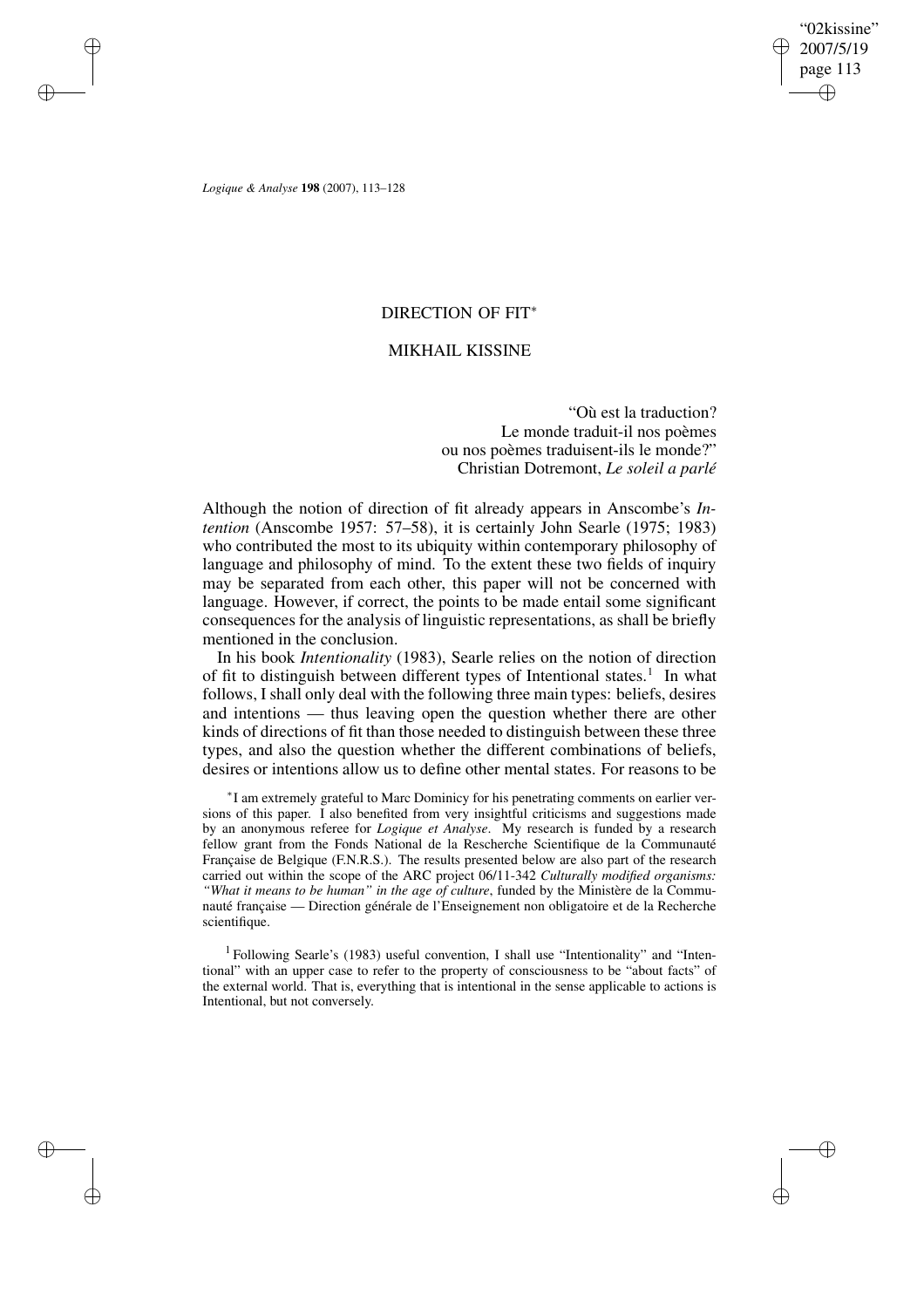# DIRECTION OF FIT*

## MIKHAIL KISSINE

> "Où est la traduction?
> Le monde traduit-il nos poèmes
> ou nos poèmes traduisent-ils le monde?"
> Christian Dotremont, *Le soleil a parlé*

Although the notion of direction of fit already appears in Anscombe's *Intention* (Anscombe 1957: 57–58), it is certainly John Searle (1975; 1983) who contributed the most to its ubiquity within contemporary philosophy of language and philosophy of mind. To the extent these two fields of inquiry may be separated from each other, this paper will not be concerned with language. However, if correct, the points to be made entail some significant consequences for the analysis of linguistic representations, as shall be briefly mentioned in the conclusion.

In his book *Intentionality* (1983), Searle relies on the notion of direction of fit to distinguish between different types of Intentional states.[1] In what follows, I shall only deal with the following three main types: beliefs, desires and intentions — thus leaving open the question whether there are other kinds of directions of fit than those needed to distinguish between these three types, and also the question whether the different combinations of beliefs, desires or intentions allow us to define other mental states. For reasons to be

*I am extremely grateful to Marc Dominicy for his penetrating comments on earlier versions of this paper. I also benefited from very insightful criticisms and suggestions made by an anonymous referee for *Logique et Analyse*. My research is funded by a research fellow grant from the Fonds National de la Rescherche Scientifique de la Communauté Française de Belgique (F.N.R.S.). The results presented below are also part of the research carried out within the scope of the ARC project 06/11-342 *Culturally modified organisms: "What it means to be human" in the age of culture*, funded by the Ministère de la Communauté française — Direction générale de l'Enseignement non obligatoire et de la Recherche scientifique.

[1] Following Searle's (1983) useful convention, I shall use "Intentionality" and "Intentional" with an upper case to refer to the property of consciousness to be "about facts" of the external world. That is, everything that is intentional in the sense applicable to actions is Intentional, but not conversely.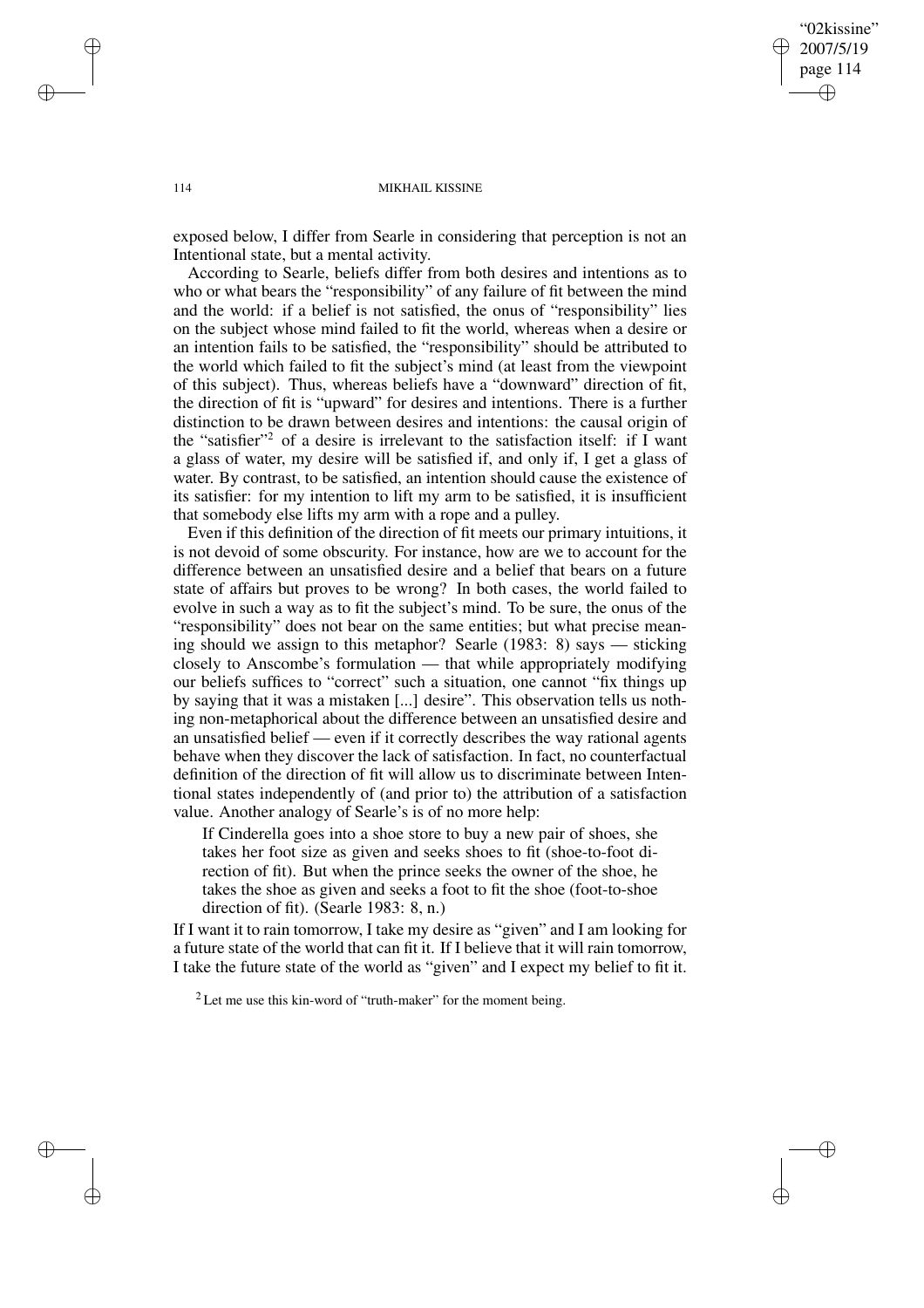exposed below, I differ from Searle in considering that perception is not an Intentional state, but a mental activity.

According to Searle, beliefs differ from both desires and intentions as to who or what bears the "responsibility" of any failure of fit between the mind and the world: if a belief is not satisfied, the onus of "responsibility" lies on the subject whose mind failed to fit the world, whereas when a desire or an intention fails to be satisfied, the "responsibility" should be attributed to the world which failed to fit the subject's mind (at least from the viewpoint of this subject). Thus, whereas beliefs have a "downward" direction of fit, the direction of fit is "upward" for desires and intentions. There is a further distinction to be drawn between desires and intentions: the causal origin of the "satisfier"[2] of a desire is irrelevant to the satisfaction itself: if I want a glass of water, my desire will be satisfied if, and only if, I get a glass of water. By contrast, to be satisfied, an intention should cause the existence of its satisfier: for my intention to lift my arm to be satisfied, it is insufficient that somebody else lifts my arm with a rope and a pulley.

Even if this definition of the direction of fit meets our primary intuitions, it is not devoid of some obscurity. For instance, how are we to account for the difference between an unsatisfied desire and a belief that bears on a future state of affairs but proves to be wrong? In both cases, the world failed to evolve in such a way as to fit the subject's mind. To be sure, the onus of the "responsibility" does not bear on the same entities; but what precise meaning should we assign to this metaphor? Searle (1983: 8) says — sticking closely to Anscombe's formulation — that while appropriately modifying our beliefs suffices to "correct" such a situation, one cannot "fix things up by saying that it was a mistaken [...] desire". This observation tells us nothing non-metaphorical about the difference between an unsatisfied desire and an unsatisfied belief — even if it correctly describes the way rational agents behave when they discover the lack of satisfaction. In fact, no counterfactual definition of the direction of fit will allow us to discriminate between Intentional states independently of (and prior to) the attribution of a satisfaction value. Another analogy of Searle's is of no more help:

> If Cinderella goes into a shoe store to buy a new pair of shoes, she takes her foot size as given and seeks shoes to fit (shoe-to-foot direction of fit). But when the prince seeks the owner of the shoe, he takes the shoe as given and seeks a foot to fit the shoe (foot-to-shoe direction of fit). (Searle 1983: 8, n.)

If I want it to rain tomorrow, I take my desire as "given" and I am looking for a future state of the world that can fit it. If I believe that it will rain tomorrow, I take the future state of the world as "given" and I expect my belief to fit it.

[2] Let me use this kin-word of "truth-maker" for the moment being.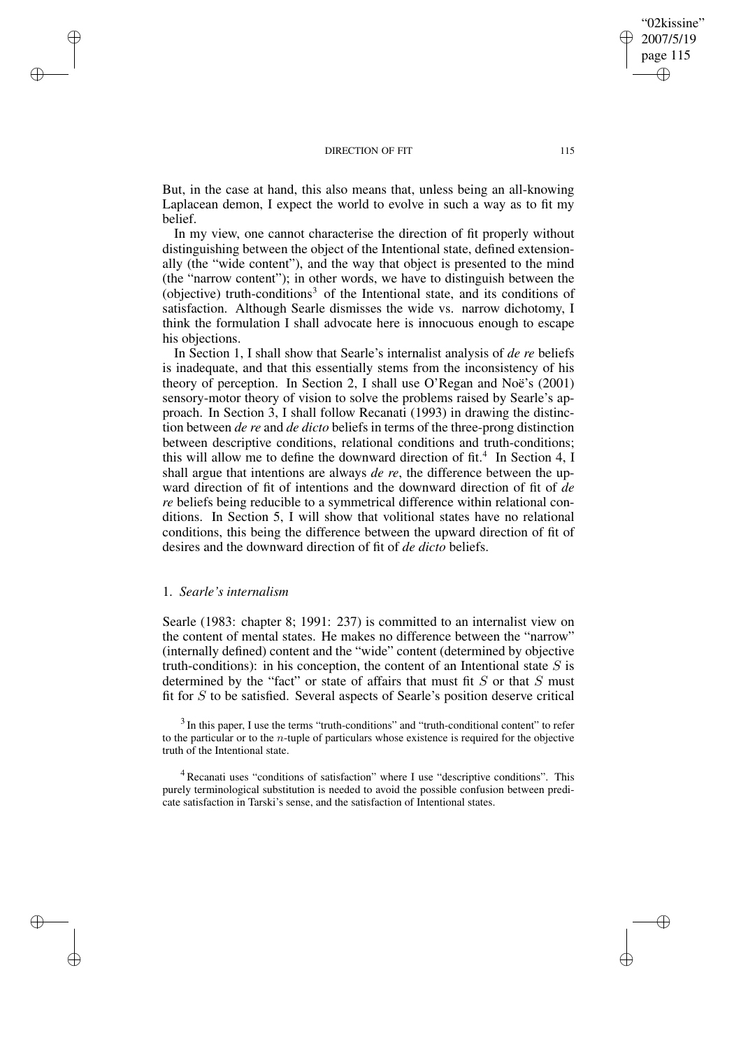But, in the case at hand, this also means that, unless being an all-knowing Laplacean demon, I expect the world to evolve in such a way as to fit my belief.

In my view, one cannot characterise the direction of fit properly without distinguishing between the object of the Intentional state, defined extensionally (the "wide content"), and the way that object is presented to the mind (the "narrow content"); in other words, we have to distinguish between the (objective) truth-conditions[3] of the Intentional state, and its conditions of satisfaction. Although Searle dismisses the wide vs. narrow dichotomy, I think the formulation I shall advocate here is innocuous enough to escape his objections.

In Section 1, I shall show that Searle's internalist analysis of *de re* beliefs is inadequate, and that this essentially stems from the inconsistency of his theory of perception. In Section 2, I shall use O'Regan and Noë's (2001) sensory-motor theory of vision to solve the problems raised by Searle's approach. In Section 3, I shall follow Recanati (1993) in drawing the distinction between *de re* and *de dicto* beliefs in terms of the three-prong distinction between descriptive conditions, relational conditions and truth-conditions; this will allow me to define the downward direction of fit.[4] In Section 4, I shall argue that intentions are always *de re*, the difference between the upward direction of fit of intentions and the downward direction of fit of *de re* beliefs being reducible to a symmetrical difference within relational conditions. In Section 5, I will show that volitional states have no relational conditions, this being the difference between the upward direction of fit of desires and the downward direction of fit of *de dicto* beliefs.

## 1. *Searle's internalism*

Searle (1983: chapter 8; 1991: 237) is committed to an internalist view on the content of mental states. He makes no difference between the "narrow" (internally defined) content and the "wide" content (determined by objective truth-conditions): in his conception, the content of an Intentional state $S$ is determined by the "fact" or state of affairs that must fit $S$ or that $S$ must fit for $S$ to be satisfied. Several aspects of Searle's position deserve critical

[3] In this paper, I use the terms "truth-conditions" and "truth-conditional content" to refer to the particular or to the $n$-tuple of particulars whose existence is required for the objective truth of the Intentional state.

[4] Recanati uses "conditions of satisfaction" where I use "descriptive conditions". This purely terminological substitution is needed to avoid the possible confusion between predicate satisfaction in Tarski's sense, and the satisfaction of Intentional states.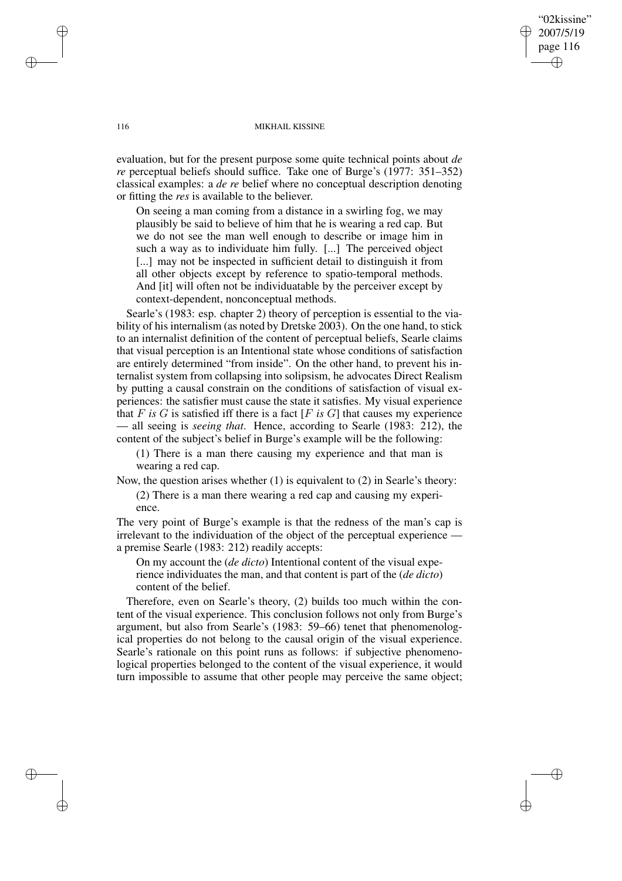evaluation, but for the present purpose some quite technical points about *de re* perceptual beliefs should suffice. Take one of Burge's (1977: 351–352) classical examples: a *de re* belief where no conceptual description denoting or fitting the *res* is available to the believer.

> On seeing a man coming from a distance in a swirling fog, we may plausibly be said to believe of him that he is wearing a red cap. But we do not see the man well enough to describe or image him in such a way as to individuate him fully. [...] The perceived object [...] may not be inspected in sufficient detail to distinguish it from all other objects except by reference to spatio-temporal methods. And [it] will often not be individuatable by the perceiver except by context-dependent, nonconceptual methods.

Searle's (1983: esp. chapter 2) theory of perception is essential to the viability of his internalism (as noted by Dretske 2003). On the one hand, to stick to an internalist definition of the content of perceptual beliefs, Searle claims that visual perception is an Intentional state whose conditions of satisfaction are entirely determined "from inside". On the other hand, to prevent his internalist system from collapsing into solipsism, he advocates Direct Realism by putting a causal constrain on the conditions of satisfaction of visual experiences: the satisfier must cause the state it satisfies. My visual experience that *F is G* is satisfied iff there is a fact [*F is G*] that causes my experience — all seeing is *seeing that*. Hence, according to Searle (1983: 212), the content of the subject's belief in Burge's example will be the following:

> (1) There is a man there causing my experience and that man is wearing a red cap.

Now, the question arises whether (1) is equivalent to (2) in Searle's theory:

> (2) There is a man there wearing a red cap and causing my experience.

The very point of Burge's example is that the redness of the man's cap is irrelevant to the individuation of the object of the perceptual experience — a premise Searle (1983: 212) readily accepts:

> On my account the (*de dicto*) Intentional content of the visual experience individuates the man, and that content is part of the (*de dicto*) content of the belief.

Therefore, even on Searle's theory, (2) builds too much within the content of the visual experience. This conclusion follows not only from Burge's argument, but also from Searle's (1983: 59–66) tenet that phenomenological properties do not belong to the causal origin of the visual experience. Searle's rationale on this point runs as follows: if subjective phenomenological properties belonged to the content of the visual experience, it would turn impossible to assume that other people may perceive the same object;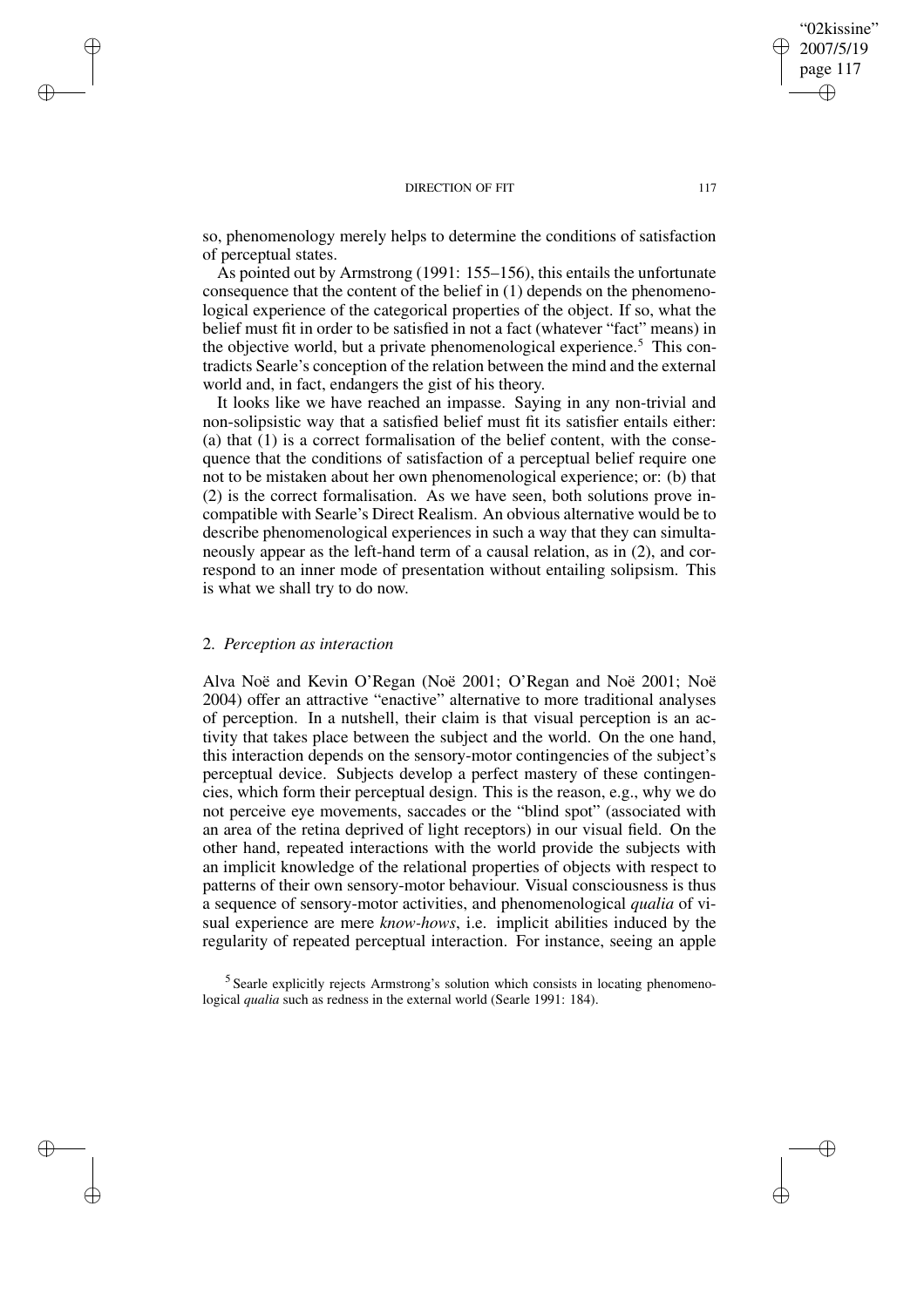so, phenomenology merely helps to determine the conditions of satisfaction of perceptual states.

As pointed out by Armstrong (1991: 155–156), this entails the unfortunate consequence that the content of the belief in (1) depends on the phenomenological experience of the categorical properties of the object. If so, what the belief must fit in order to be satisfied in not a fact (whatever "fact" means) in the objective world, but a private phenomenological experience.[5] This contradicts Searle's conception of the relation between the mind and the external world and, in fact, endangers the gist of his theory.

It looks like we have reached an impasse. Saying in any non-trivial and non-solipsistic way that a satisfied belief must fit its satisfier entails either: (a) that (1) is a correct formalisation of the belief content, with the consequence that the conditions of satisfaction of a perceptual belief require one not to be mistaken about her own phenomenological experience; or: (b) that (2) is the correct formalisation. As we have seen, both solutions prove incompatible with Searle's Direct Realism. An obvious alternative would be to describe phenomenological experiences in such a way that they can simultaneously appear as the left-hand term of a causal relation, as in (2), and correspond to an inner mode of presentation without entailing solipsism. This is what we shall try to do now.

## 2. *Perception as interaction*

Alva Noë and Kevin O'Regan (Noë 2001; O'Regan and Noë 2001; Noë 2004) offer an attractive "enactive" alternative to more traditional analyses of perception. In a nutshell, their claim is that visual perception is an activity that takes place between the subject and the world. On the one hand, this interaction depends on the sensory-motor contingencies of the subject's perceptual device. Subjects develop a perfect mastery of these contingencies, which form their perceptual design. This is the reason, e.g., why we do not perceive eye movements, saccades or the "blind spot" (associated with an area of the retina deprived of light receptors) in our visual field. On the other hand, repeated interactions with the world provide the subjects with an implicit knowledge of the relational properties of objects with respect to patterns of their own sensory-motor behaviour. Visual consciousness is thus a sequence of sensory-motor activities, and phenomenological *qualia* of visual experience are mere *know-hows*, i.e. implicit abilities induced by the regularity of repeated perceptual interaction. For instance, seeing an apple

[5] Searle explicitly rejects Armstrong's solution which consists in locating phenomenological *qualia* such as redness in the external world (Searle 1991: 184).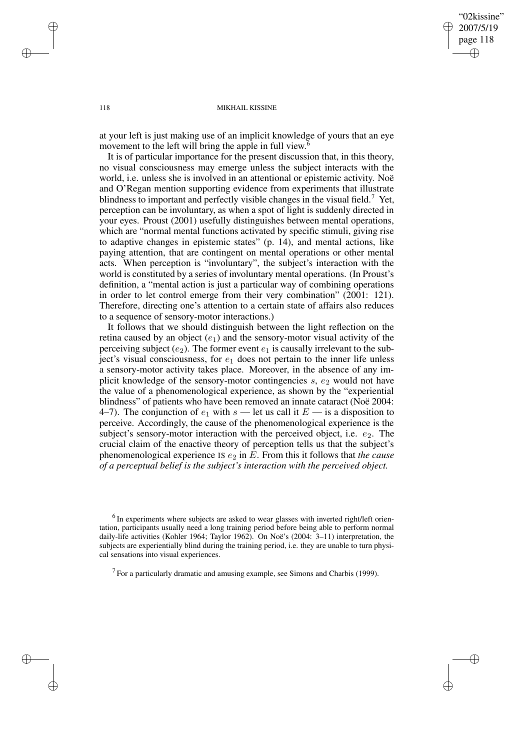at your left is just making use of an implicit knowledge of yours that an eye movement to the left will bring the apple in full view.[6]

It is of particular importance for the present discussion that, in this theory, no visual consciousness may emerge unless the subject interacts with the world, i.e. unless she is involved in an attentional or epistemic activity. Noë and O'Regan mention supporting evidence from experiments that illustrate blindness to important and perfectly visible changes in the visual field.[7] Yet, perception can be involuntary, as when a spot of light is suddenly directed in your eyes. Proust (2001) usefully distinguishes between mental operations, which are "normal mental functions activated by specific stimuli, giving rise to adaptive changes in epistemic states" (p. 14), and mental actions, like paying attention, that are contingent on mental operations or other mental acts. When perception is "involuntary", the subject's interaction with the world is constituted by a series of involuntary mental operations. (In Proust's definition, a "mental action is just a particular way of combining operations in order to let control emerge from their very combination" (2001: 121). Therefore, directing one's attention to a certain state of affairs also reduces to a sequence of sensory-motor interactions.)

It follows that we should distinguish between the light reflection on the retina caused by an object ($e_1$) and the sensory-motor visual activity of the perceiving subject ($e_2$). The former event $e_1$ is causally irrelevant to the subject's visual consciousness, for $e_1$ does not pertain to the inner life unless a sensory-motor activity takes place. Moreover, in the absence of any implicit knowledge of the sensory-motor contingencies $s$, $e_2$ would not have the value of a phenomenological experience, as shown by the "experiential blindness" of patients who have been removed an innate cataract (Noë 2004: 4–7). The conjunction of $e_1$ with $s$ — let us call it $E$ — is a disposition to perceive. Accordingly, the cause of the phenomenological experience is the subject's sensory-motor interaction with the perceived object, i.e. $e_2$. The crucial claim of the enactive theory of perception tells us that the subject's phenomenological experience IS $e_2$ in $E$. From this it follows that *the cause of a perceptual belief is the subject's interaction with the perceived object.*

[6] In experiments where subjects are asked to wear glasses with inverted right/left orientation, participants usually need a long training period before being able to perform normal daily-life activities (Kohler 1964; Taylor 1962). On Noë's (2004: 3–11) interpretation, the subjects are experientially blind during the training period, i.e. they are unable to turn physical sensations into visual experiences.

[7] For a particularly dramatic and amusing example, see Simons and Charbis (1999).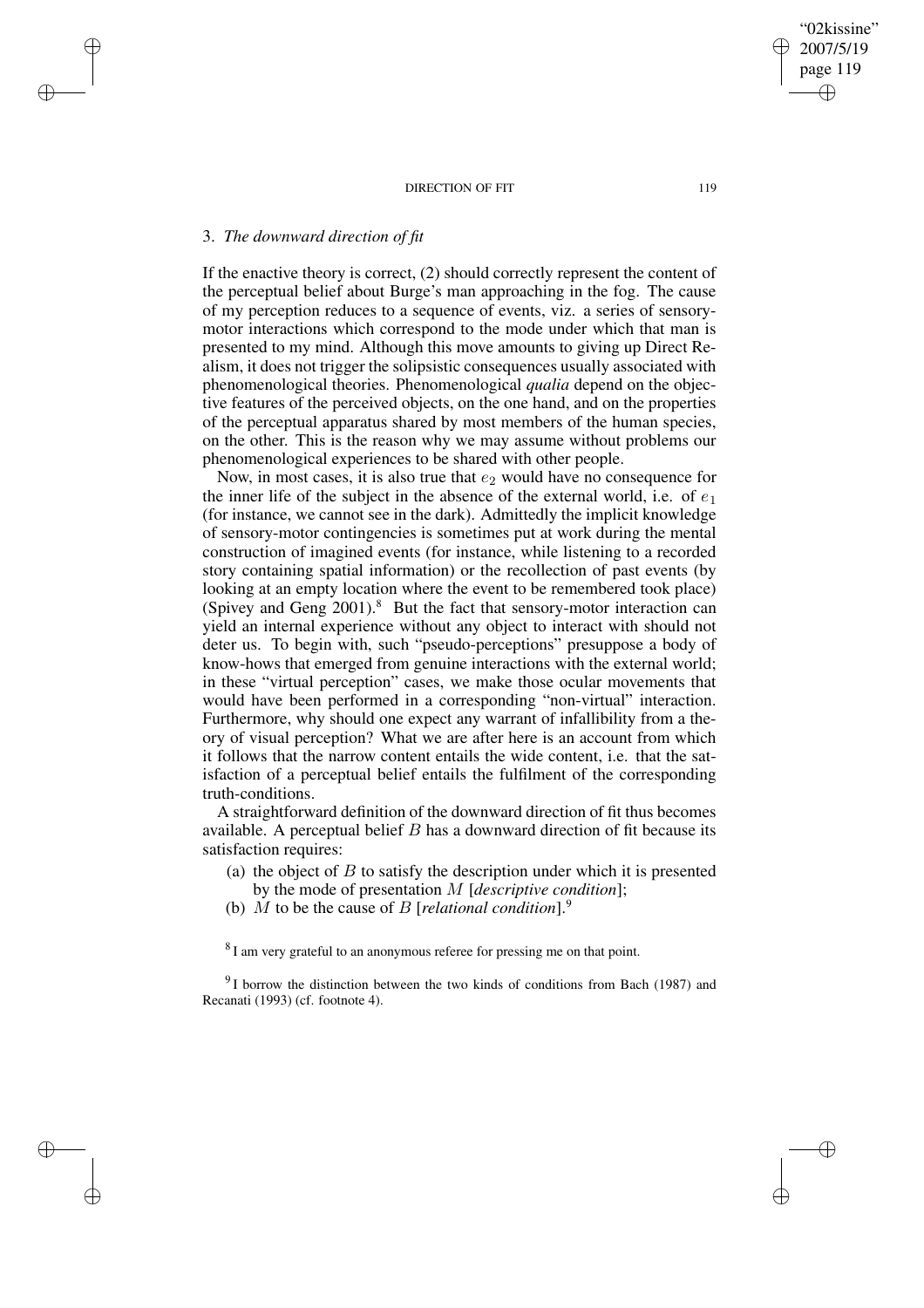### 3. *The downward direction of fit*

If the enactive theory is correct, (2) should correctly represent the content of the perceptual belief about Burge's man approaching in the fog. The cause of my perception reduces to a sequence of events, viz. a series of sensory-motor interactions which correspond to the mode under which that man is presented to my mind. Although this move amounts to giving up Direct Realism, it does not trigger the solipsistic consequences usually associated with phenomenological theories. Phenomenological *qualia* depend on the objective features of the perceived objects, on the one hand, and on the properties of the perceptual apparatus shared by most members of the human species, on the other. This is the reason why we may assume without problems our phenomenological experiences to be shared with other people.

Now, in most cases, it is also true that $e_2$ would have no consequence for the inner life of the subject in the absence of the external world, i.e. of $e_1$ (for instance, we cannot see in the dark). Admittedly the implicit knowledge of sensory-motor contingencies is sometimes put at work during the mental construction of imagined events (for instance, while listening to a recorded story containing spatial information) or the recollection of past events (by looking at an empty location where the event to be remembered took place) (Spivey and Geng 2001).[8] But the fact that sensory-motor interaction can yield an internal experience without any object to interact with should not deter us. To begin with, such "pseudo-perceptions" presuppose a body of know-hows that emerged from genuine interactions with the external world; in these "virtual perception" cases, we make those ocular movements that would have been performed in a corresponding "non-virtual" interaction. Furthermore, why should one expect any warrant of infallibility from a theory of visual perception? What we are after here is an account from which it follows that the narrow content entails the wide content, i.e. that the satisfaction of a perceptual belief entails the fulfilment of the corresponding truth-conditions.

A straightforward definition of the downward direction of fit thus becomes available. A perceptual belief $B$ has a downward direction of fit because its satisfaction requires:

(a) the object of $B$ to satisfy the description under which it is presented by the mode of presentation $M$ [*descriptive condition*];

(b) $M$ to be the cause of $B$ [*relational condition*].[9]

[8] I am very grateful to an anonymous referee for pressing me on that point.

[9] I borrow the distinction between the two kinds of conditions from Bach (1987) and Recanati (1993) (cf. footnote 4).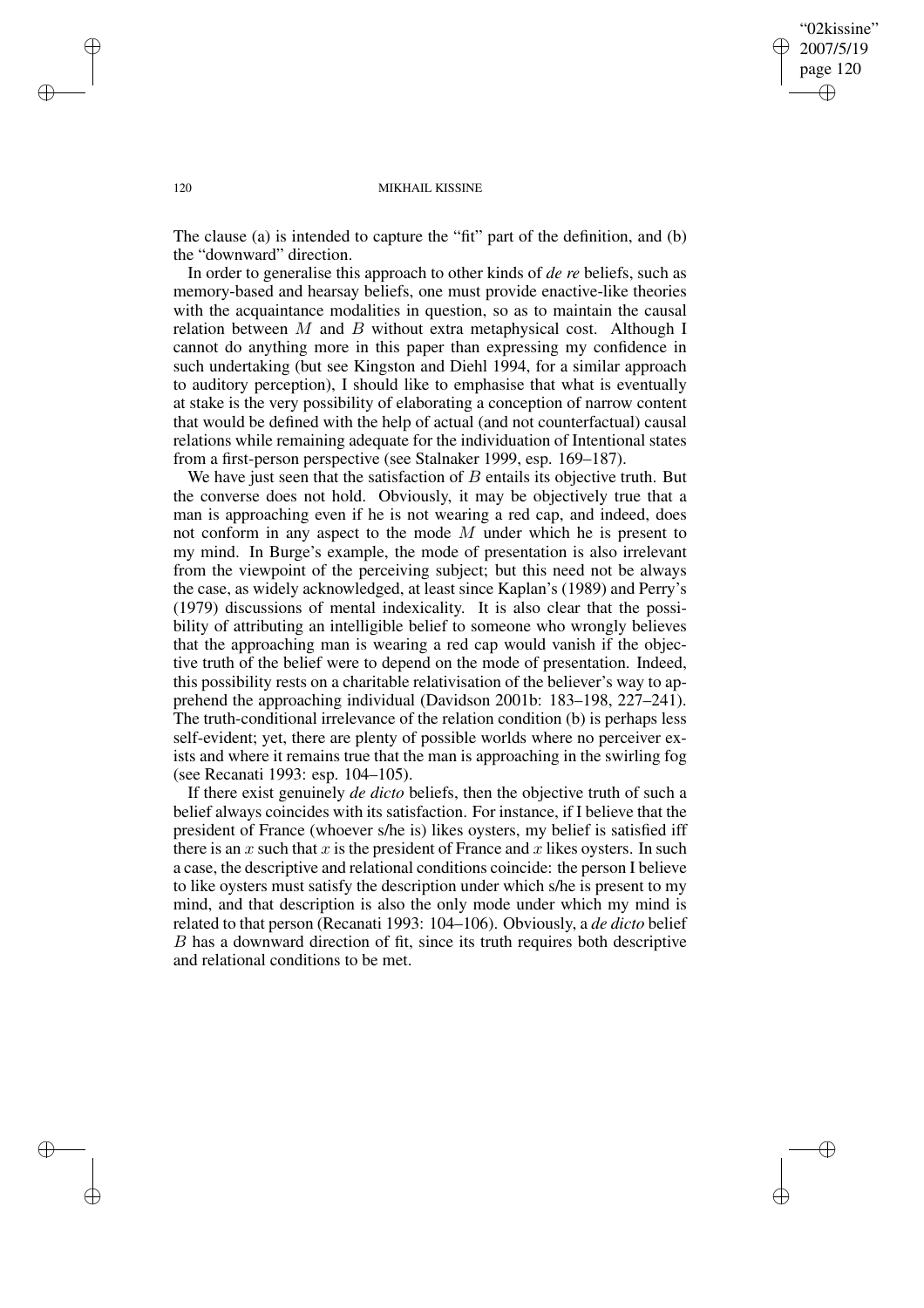The clause (a) is intended to capture the "fit" part of the definition, and (b) the "downward" direction.

In order to generalise this approach to other kinds of *de re* beliefs, such as memory-based and hearsay beliefs, one must provide enactive-like theories with the acquaintance modalities in question, so as to maintain the causal relation between $M$ and $B$ without extra metaphysical cost. Although I cannot do anything more in this paper than expressing my confidence in such undertaking (but see Kingston and Diehl 1994, for a similar approach to auditory perception), I should like to emphasise that what is eventually at stake is the very possibility of elaborating a conception of narrow content that would be defined with the help of actual (and not counterfactual) causal relations while remaining adequate for the individuation of Intentional states from a first-person perspective (see Stalnaker 1999, esp. 169–187).

We have just seen that the satisfaction of $B$ entails its objective truth. But the converse does not hold. Obviously, it may be objectively true that a man is approaching even if he is not wearing a red cap, and indeed, does not conform in any aspect to the mode $M$ under which he is present to my mind. In Burge's example, the mode of presentation is also irrelevant from the viewpoint of the perceiving subject; but this need not be always the case, as widely acknowledged, at least since Kaplan's (1989) and Perry's (1979) discussions of mental indexicality. It is also clear that the possibility of attributing an intelligible belief to someone who wrongly believes that the approaching man is wearing a red cap would vanish if the objective truth of the belief were to depend on the mode of presentation. Indeed, this possibility rests on a charitable relativisation of the believer's way to apprehend the approaching individual (Davidson 2001b: 183–198, 227–241). The truth-conditional irrelevance of the relation condition (b) is perhaps less self-evident; yet, there are plenty of possible worlds where no perceiver exists and where it remains true that the man is approaching in the swirling fog (see Recanati 1993: esp. 104–105).

If there exist genuinely *de dicto* beliefs, then the objective truth of such a belief always coincides with its satisfaction. For instance, if I believe that the president of France (whoever s/he is) likes oysters, my belief is satisfied iff there is an $x$ such that $x$ is the president of France and $x$ likes oysters. In such a case, the descriptive and relational conditions coincide: the person I believe to like oysters must satisfy the description under which s/he is present to my mind, and that description is also the only mode under which my mind is related to that person (Recanati 1993: 104–106). Obviously, a *de dicto* belief $B$ has a downward direction of fit, since its truth requires both descriptive and relational conditions to be met.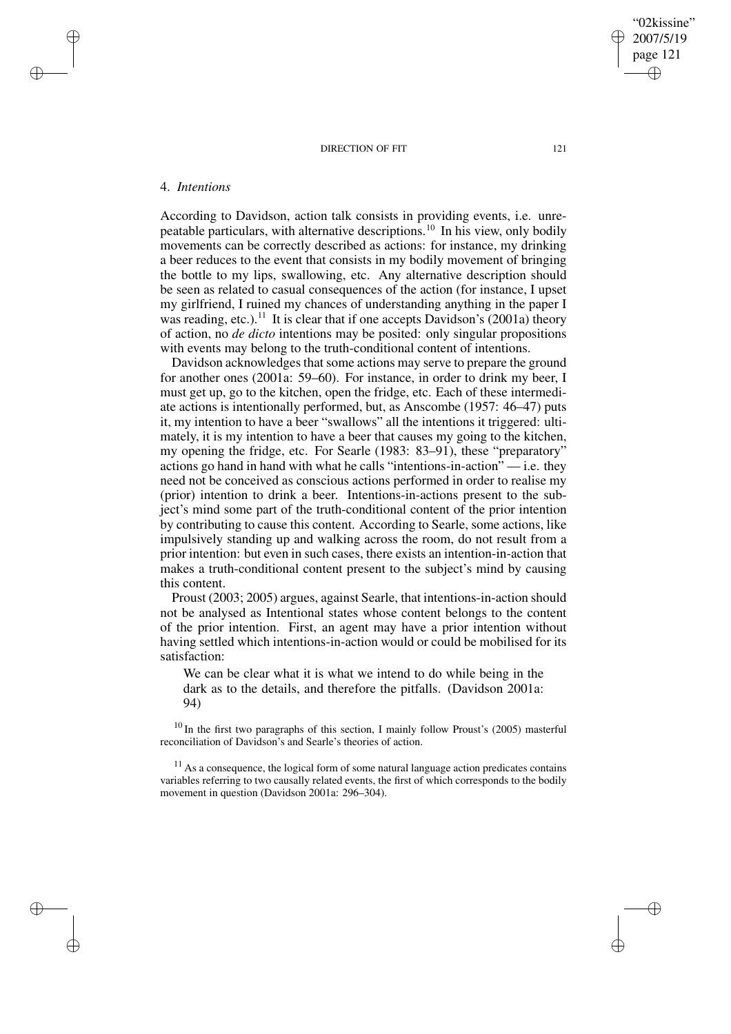## 4. *Intentions*

According to Davidson, action talk consists in providing events, i.e. unrepeatable particulars, with alternative descriptions.[10] In his view, only bodily movements can be correctly described as actions: for instance, my drinking a beer reduces to the event that consists in my bodily movement of bringing the bottle to my lips, swallowing, etc. Any alternative description should be seen as related to casual consequences of the action (for instance, I upset my girlfriend, I ruined my chances of understanding anything in the paper I was reading, etc.).[11] It is clear that if one accepts Davidson's (2001a) theory of action, no *de dicto* intentions may be posited: only singular propositions with events may belong to the truth-conditional content of intentions.

Davidson acknowledges that some actions may serve to prepare the ground for another ones (2001a: 59–60). For instance, in order to drink my beer, I must get up, go to the kitchen, open the fridge, etc. Each of these intermediate actions is intentionally performed, but, as Anscombe (1957: 46–47) puts it, my intention to have a beer "swallows" all the intentions it triggered: ultimately, it is my intention to have a beer that causes my going to the kitchen, my opening the fridge, etc. For Searle (1983: 83–91), these "preparatory" actions go hand in hand with what he calls "intentions-in-action" — i.e. they need not be conceived as conscious actions performed in order to realise my (prior) intention to drink a beer. Intentions-in-actions present to the subject's mind some part of the truth-conditional content of the prior intention by contributing to cause this content. According to Searle, some actions, like impulsively standing up and walking across the room, do not result from a prior intention: but even in such cases, there exists an intention-in-action that makes a truth-conditional content present to the subject's mind by causing this content.

Proust (2003; 2005) argues, against Searle, that intentions-in-action should not be analysed as Intentional states whose content belongs to the content of the prior intention. First, an agent may have a prior intention without having settled which intentions-in-action would or could be mobilised for its satisfaction:

> We can be clear what it is what we intend to do while being in the dark as to the details, and therefore the pitfalls. (Davidson 2001a: 94)

[10] In the first two paragraphs of this section, I mainly follow Proust's (2005) masterful reconciliation of Davidson's and Searle's theories of action.

[11] As a consequence, the logical form of some natural language action predicates contains variables referring to two causally related events, the first of which corresponds to the bodily movement in question (Davidson 2001a: 296–304).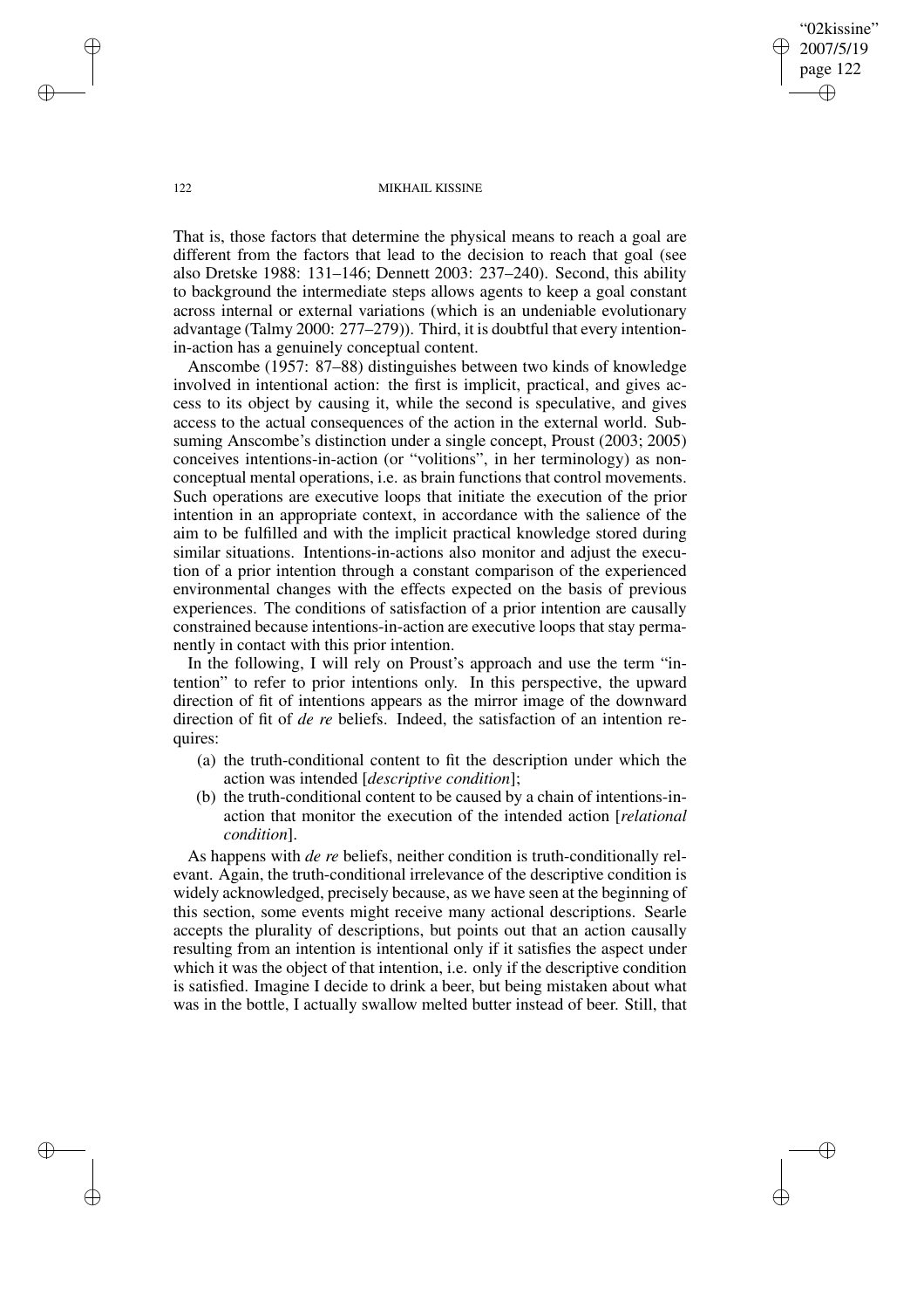That is, those factors that determine the physical means to reach a goal are different from the factors that lead to the decision to reach that goal (see also Dretske 1988: 131–146; Dennett 2003: 237–240). Second, this ability to background the intermediate steps allows agents to keep a goal constant across internal or external variations (which is an undeniable evolutionary advantage (Talmy 2000: 277–279)). Third, it is doubtful that every intention-in-action has a genuinely conceptual content.

Anscombe (1957: 87–88) distinguishes between two kinds of knowledge involved in intentional action: the first is implicit, practical, and gives access to its object by causing it, while the second is speculative, and gives access to the actual consequences of the action in the external world. Subsuming Anscombe's distinction under a single concept, Proust (2003; 2005) conceives intentions-in-action (or "volitions", in her terminology) as non-conceptual mental operations, i.e. as brain functions that control movements. Such operations are executive loops that initiate the execution of the prior intention in an appropriate context, in accordance with the salience of the aim to be fulfilled and with the implicit practical knowledge stored during similar situations. Intentions-in-actions also monitor and adjust the execution of a prior intention through a constant comparison of the experienced environmental changes with the effects expected on the basis of previous experiences. The conditions of satisfaction of a prior intention are causally constrained because intentions-in-action are executive loops that stay permanently in contact with this prior intention.

In the following, I will rely on Proust's approach and use the term "intention" to refer to prior intentions only. In this perspective, the upward direction of fit of intentions appears as the mirror image of the downward direction of fit of *de re* beliefs. Indeed, the satisfaction of an intention requires:

- (a) the truth-conditional content to fit the description under which the action was intended [*descriptive condition*];
- (b) the truth-conditional content to be caused by a chain of intentions-in-action that monitor the execution of the intended action [*relational condition*].

As happens with *de re* beliefs, neither condition is truth-conditionally relevant. Again, the truth-conditional irrelevance of the descriptive condition is widely acknowledged, precisely because, as we have seen at the beginning of this section, some events might receive many actional descriptions. Searle accepts the plurality of descriptions, but points out that an action causally resulting from an intention is intentional only if it satisfies the aspect under which it was the object of that intention, i.e. only if the descriptive condition is satisfied. Imagine I decide to drink a beer, but being mistaken about what was in the bottle, I actually swallow melted butter instead of beer. Still, that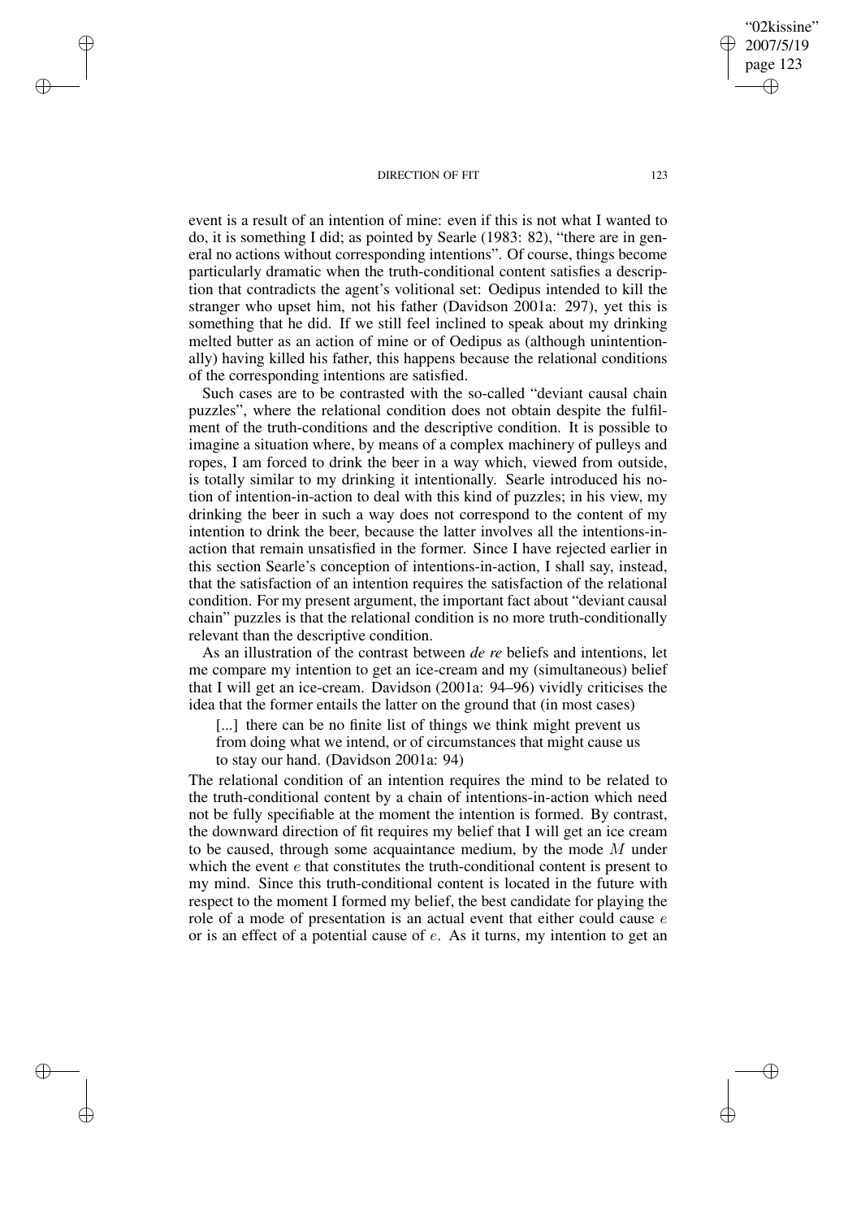event is a result of an intention of mine: even if this is not what I wanted to do, it is something I did; as pointed by Searle (1983: 82), "there are in general no actions without corresponding intentions". Of course, things become particularly dramatic when the truth-conditional content satisfies a description that contradicts the agent's volitional set: Oedipus intended to kill the stranger who upset him, not his father (Davidson 2001a: 297), yet this is something that he did. If we still feel inclined to speak about my drinking melted butter as an action of mine or of Oedipus as (although unintentionally) having killed his father, this happens because the relational conditions of the corresponding intentions are satisfied.

Such cases are to be contrasted with the so-called "deviant causal chain puzzles", where the relational condition does not obtain despite the fulfilment of the truth-conditions and the descriptive condition. It is possible to imagine a situation where, by means of a complex machinery of pulleys and ropes, I am forced to drink the beer in a way which, viewed from outside, is totally similar to my drinking it intentionally. Searle introduced his notion of intention-in-action to deal with this kind of puzzles; in his view, my drinking the beer in such a way does not correspond to the content of my intention to drink the beer, because the latter involves all the intentions-in-action that remain unsatisfied in the former. Since I have rejected earlier in this section Searle's conception of intentions-in-action, I shall say, instead, that the satisfaction of an intention requires the satisfaction of the relational condition. For my present argument, the important fact about "deviant causal chain" puzzles is that the relational condition is no more truth-conditionally relevant than the descriptive condition.

As an illustration of the contrast between *de re* beliefs and intentions, let me compare my intention to get an ice-cream and my (simultaneous) belief that I will get an ice-cream. Davidson (2001a: 94–96) vividly criticises the idea that the former entails the latter on the ground that (in most cases)

> [...] there can be no finite list of things we think might prevent us from doing what we intend, or of circumstances that might cause us to stay our hand. (Davidson 2001a: 94)

The relational condition of an intention requires the mind to be related to the truth-conditional content by a chain of intentions-in-action which need not be fully specifiable at the moment the intention is formed. By contrast, the downward direction of fit requires my belief that I will get an ice cream to be caused, through some acquaintance medium, by the mode $M$ under which the event $e$ that constitutes the truth-conditional content is present to my mind. Since this truth-conditional content is located in the future with respect to the moment I formed my belief, the best candidate for playing the role of a mode of presentation is an actual event that either could cause $e$ or is an effect of a potential cause of $e$. As it turns, my intention to get an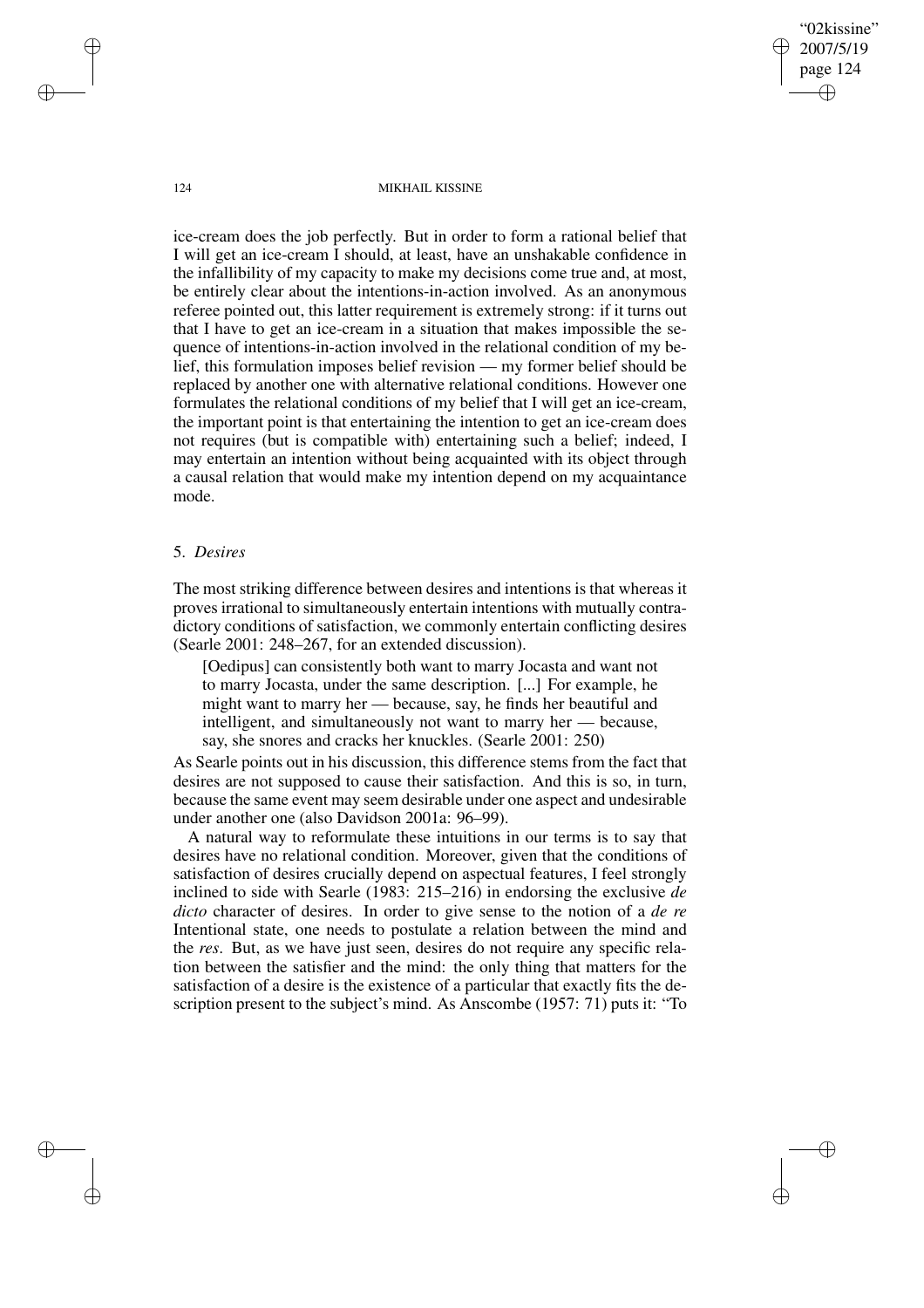ice-cream does the job perfectly. But in order to form a rational belief that I will get an ice-cream I should, at least, have an unshakable confidence in the infallibility of my capacity to make my decisions come true and, at most, be entirely clear about the intentions-in-action involved. As an anonymous referee pointed out, this latter requirement is extremely strong: if it turns out that I have to get an ice-cream in a situation that makes impossible the sequence of intentions-in-action involved in the relational condition of my belief, this formulation imposes belief revision — my former belief should be replaced by another one with alternative relational conditions. However one formulates the relational conditions of my belief that I will get an ice-cream, the important point is that entertaining the intention to get an ice-cream does not requires (but is compatible with) entertaining such a belief; indeed, I may entertain an intention without being acquainted with its object through a causal relation that would make my intention depend on my acquaintance mode.

## 5. *Desires*

The most striking difference between desires and intentions is that whereas it proves irrational to simultaneously entertain intentions with mutually contradictory conditions of satisfaction, we commonly entertain conflicting desires (Searle 2001: 248–267, for an extended discussion).

> [Oedipus] can consistently both want to marry Jocasta and want not to marry Jocasta, under the same description. [...] For example, he might want to marry her — because, say, he finds her beautiful and intelligent, and simultaneously not want to marry her — because, say, she snores and cracks her knuckles. (Searle 2001: 250)

As Searle points out in his discussion, this difference stems from the fact that desires are not supposed to cause their satisfaction. And this is so, in turn, because the same event may seem desirable under one aspect and undesirable under another one (also Davidson 2001a: 96–99).

A natural way to reformulate these intuitions in our terms is to say that desires have no relational condition. Moreover, given that the conditions of satisfaction of desires crucially depend on aspectual features, I feel strongly inclined to side with Searle (1983: 215–216) in endorsing the exclusive *de dicto* character of desires. In order to give sense to the notion of a *de re* Intentional state, one needs to postulate a relation between the mind and the *res*. But, as we have just seen, desires do not require any specific relation between the satisfier and the mind: the only thing that matters for the satisfaction of a desire is the existence of a particular that exactly fits the description present to the subject's mind. As Anscombe (1957: 71) puts it: "To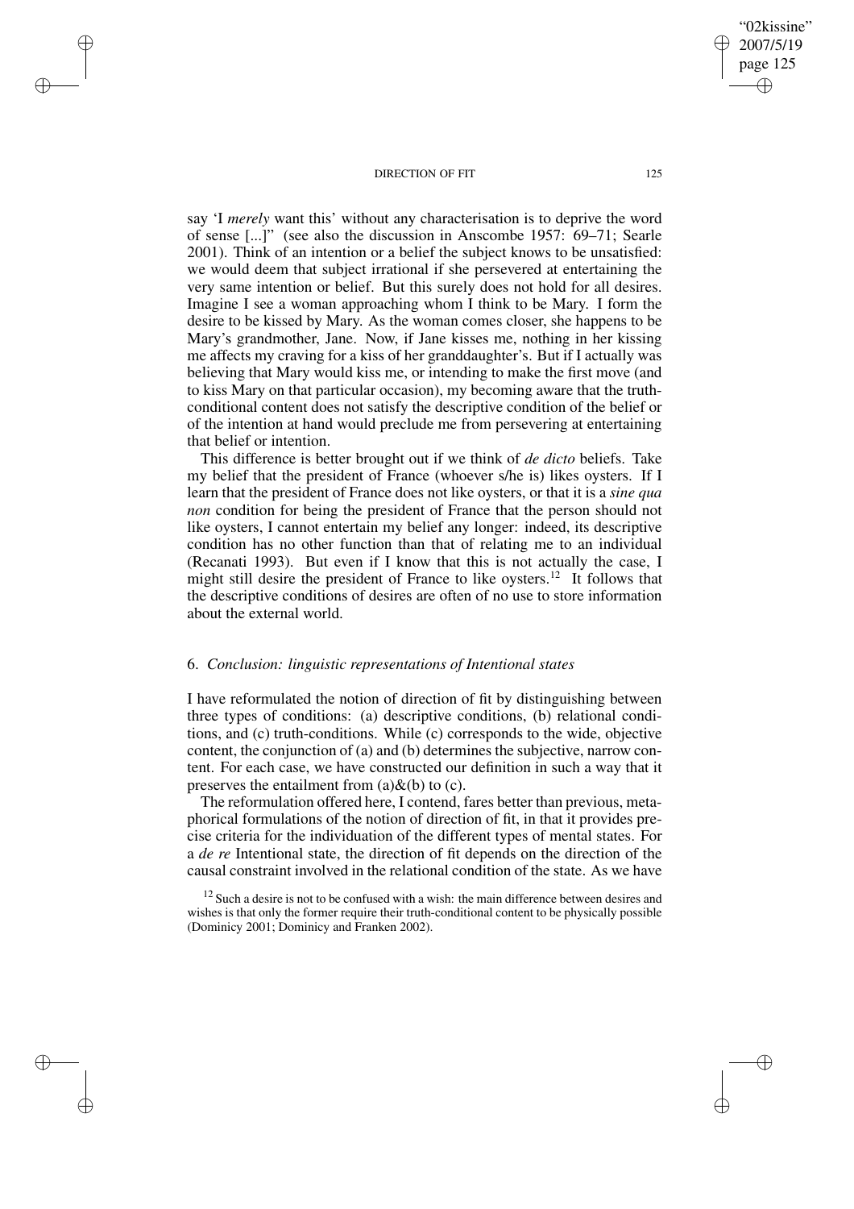say 'I *merely* want this' without any characterisation is to deprive the word of sense [...]" (see also the discussion in Anscombe 1957: 69–71; Searle 2001). Think of an intention or a belief the subject knows to be unsatisfied: we would deem that subject irrational if she persevered at entertaining the very same intention or belief. But this surely does not hold for all desires. Imagine I see a woman approaching whom I think to be Mary. I form the desire to be kissed by Mary. As the woman comes closer, she happens to be Mary's grandmother, Jane. Now, if Jane kisses me, nothing in her kissing me affects my craving for a kiss of her granddaughter's. But if I actually was believing that Mary would kiss me, or intending to make the first move (and to kiss Mary on that particular occasion), my becoming aware that the truth-conditional content does not satisfy the descriptive condition of the belief or of the intention at hand would preclude me from persevering at entertaining that belief or intention.

This difference is better brought out if we think of *de dicto* beliefs. Take my belief that the president of France (whoever s/he is) likes oysters. If I learn that the president of France does not like oysters, or that it is a *sine qua non* condition for being the president of France that the person should not like oysters, I cannot entertain my belief any longer: indeed, its descriptive condition has no other function than that of relating me to an individual (Recanati 1993). But even if I know that this is not actually the case, I might still desire the president of France to like oysters.[12] It follows that the descriptive conditions of desires are often of no use to store information about the external world.

## 6. *Conclusion: linguistic representations of Intentional states*

I have reformulated the notion of direction of fit by distinguishing between three types of conditions: (a) descriptive conditions, (b) relational conditions, and (c) truth-conditions. While (c) corresponds to the wide, objective content, the conjunction of (a) and (b) determines the subjective, narrow content. For each case, we have constructed our definition in such a way that it preserves the entailment from (a)&(b) to (c).

The reformulation offered here, I contend, fares better than previous, metaphorical formulations of the notion of direction of fit, in that it provides precise criteria for the individuation of the different types of mental states. For a *de re* Intentional state, the direction of fit depends on the direction of the causal constraint involved in the relational condition of the state. As we have

[12] Such a desire is not to be confused with a wish: the main difference between desires and wishes is that only the former require their truth-conditional content to be physically possible (Dominicy 2001; Dominicy and Franken 2002).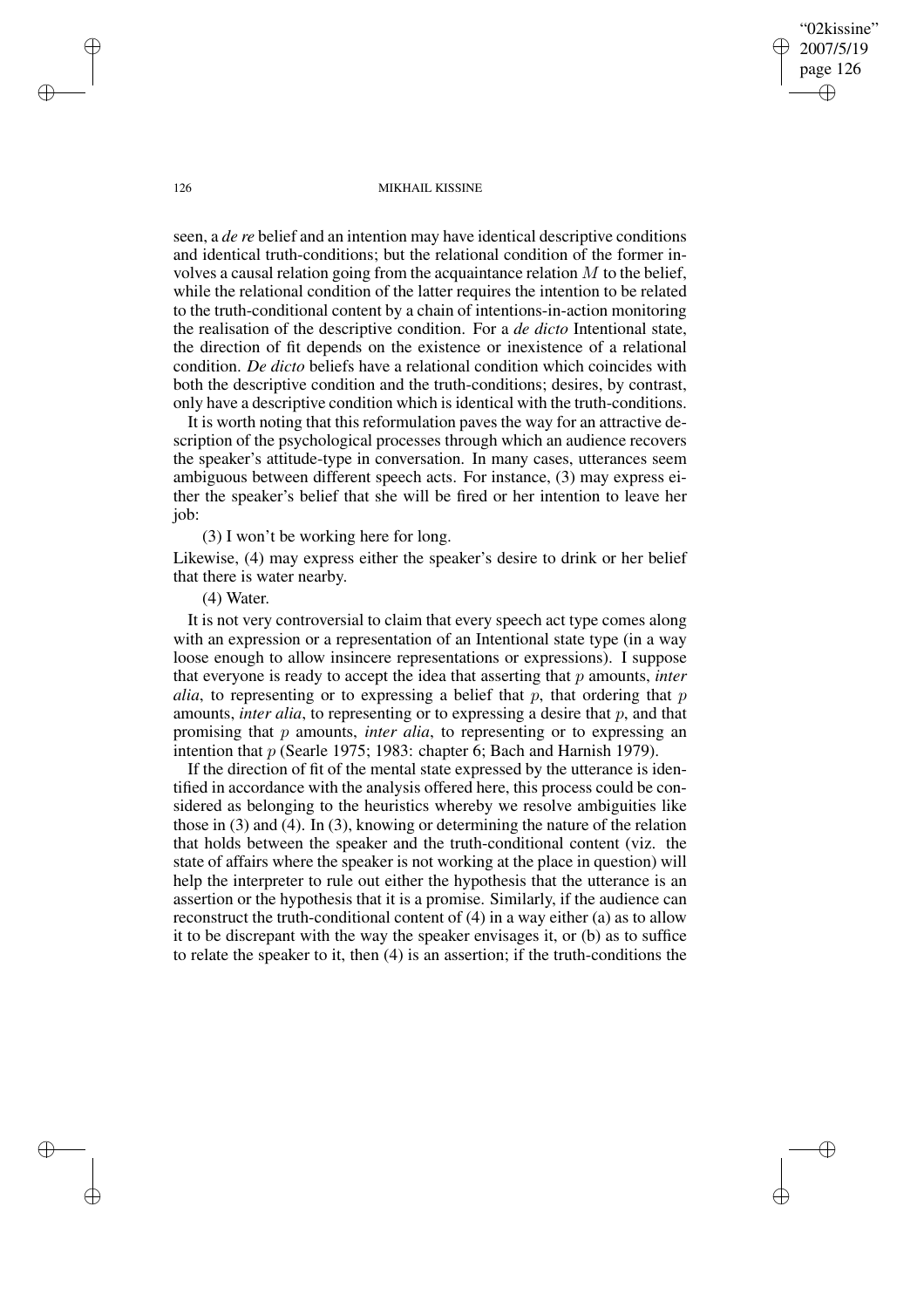seen, a *de re* belief and an intention may have identical descriptive conditions and identical truth-conditions; but the relational condition of the former involves a causal relation going from the acquaintance relation $M$ to the belief, while the relational condition of the latter requires the intention to be related to the truth-conditional content by a chain of intentions-in-action monitoring the realisation of the descriptive condition. For a *de dicto* Intentional state, the direction of fit depends on the existence or inexistence of a relational condition. *De dicto* beliefs have a relational condition which coincides with both the descriptive condition and the truth-conditions; desires, by contrast, only have a descriptive condition which is identical with the truth-conditions.

It is worth noting that this reformulation paves the way for an attractive description of the psychological processes through which an audience recovers the speaker's attitude-type in conversation. In many cases, utterances seem ambiguous between different speech acts. For instance, (3) may express either the speaker's belief that she will be fired or her intention to leave her job:

(3) I won't be working here for long.

Likewise, (4) may express either the speaker's desire to drink or her belief that there is water nearby.

(4) Water.

It is not very controversial to claim that every speech act type comes along with an expression or a representation of an Intentional state type (in a way loose enough to allow insincere representations or expressions). I suppose that everyone is ready to accept the idea that asserting that $p$ amounts, *inter alia*, to representing or to expressing a belief that $p$, that ordering that $p$ amounts, *inter alia*, to representing or to expressing a desire that $p$, and that promising that $p$ amounts, *inter alia*, to representing or to expressing an intention that $p$ (Searle 1975; 1983: chapter 6; Bach and Harnish 1979).

If the direction of fit of the mental state expressed by the utterance is identified in accordance with the analysis offered here, this process could be considered as belonging to the heuristics whereby we resolve ambiguities like those in (3) and (4). In (3), knowing or determining the nature of the relation that holds between the speaker and the truth-conditional content (viz. the state of affairs where the speaker is not working at the place in question) will help the interpreter to rule out either the hypothesis that the utterance is an assertion or the hypothesis that it is a promise. Similarly, if the audience can reconstruct the truth-conditional content of (4) in a way either (a) as to allow it to be discrepant with the way the speaker envisages it, or (b) as to suffice to relate the speaker to it, then (4) is an assertion; if the truth-conditions the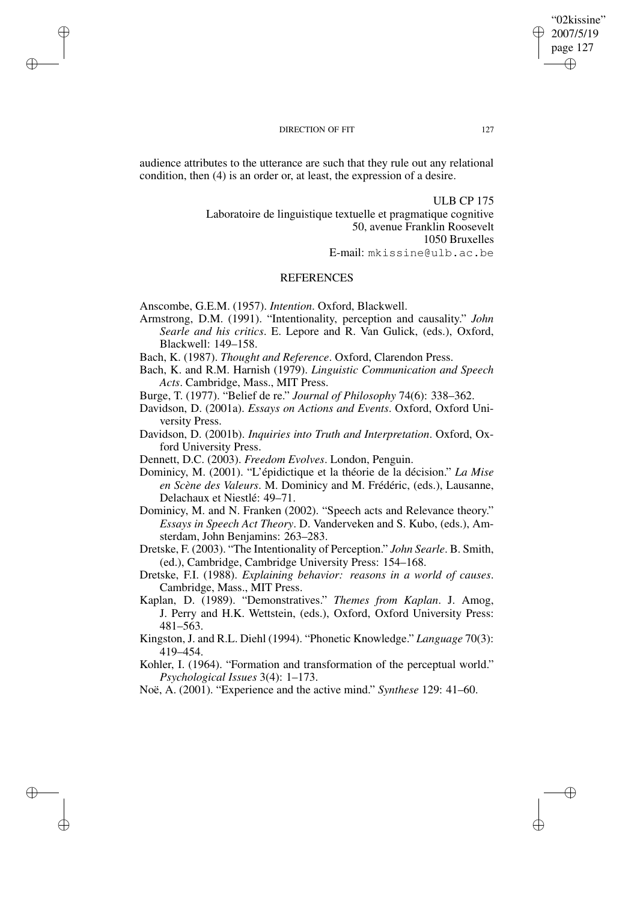audience attributes to the utterance are such that they rule out any relational condition, then (4) is an order or, at least, the expression of a desire.

ULB CP 175
Laboratoire de linguistique textuelle et pragmatique cognitive
50, avenue Franklin Roosevelt
1050 Bruxelles
E-mail: mkissine@ulb.ac.be

## REFERENCES

Anscombe, G.E.M. (1957). *Intention*. Oxford, Blackwell.

Armstrong, D.M. (1991). "Intentionality, perception and causality." *John Searle and his critics*. E. Lepore and R. Van Gulick, (eds.), Oxford, Blackwell: 149–158.

Bach, K. (1987). *Thought and Reference*. Oxford, Clarendon Press.

Bach, K. and R.M. Harnish (1979). *Linguistic Communication and Speech Acts*. Cambridge, Mass., MIT Press.

Burge, T. (1977). "Belief de re." *Journal of Philosophy* 74(6): 338–362.

Davidson, D. (2001a). *Essays on Actions and Events*. Oxford, Oxford University Press.

Davidson, D. (2001b). *Inquiries into Truth and Interpretation*. Oxford, Oxford University Press.

Dennett, D.C. (2003). *Freedom Evolves*. London, Penguin.

Dominicy, M. (2001). "L'épidictique et la théorie de la décision." *La Mise en Scène des Valeurs*. M. Dominicy and M. Frédéric, (eds.), Lausanne, Delachaux et Niestlé: 49–71.

Dominicy, M. and N. Franken (2002). "Speech acts and Relevance theory." *Essays in Speech Act Theory*. D. Vanderveken and S. Kubo, (eds.), Amsterdam, John Benjamins: 263–283.

Dretske, F. (2003). "The Intentionality of Perception." *John Searle*. B. Smith, (ed.), Cambridge, Cambridge University Press: 154–168.

Dretske, F.I. (1988). *Explaining behavior: reasons in a world of causes*. Cambridge, Mass., MIT Press.

Kaplan, D. (1989). "Demonstratives." *Themes from Kaplan*. J. Amog, J. Perry and H.K. Wettstein, (eds.), Oxford, Oxford University Press: 481–563.

Kingston, J. and R.L. Diehl (1994). "Phonetic Knowledge." *Language* 70(3): 419–454.

Kohler, I. (1964). "Formation and transformation of the perceptual world." *Psychological Issues* 3(4): 1–173.

Noë, A. (2001). "Experience and the active mind." *Synthese* 129: 41–60.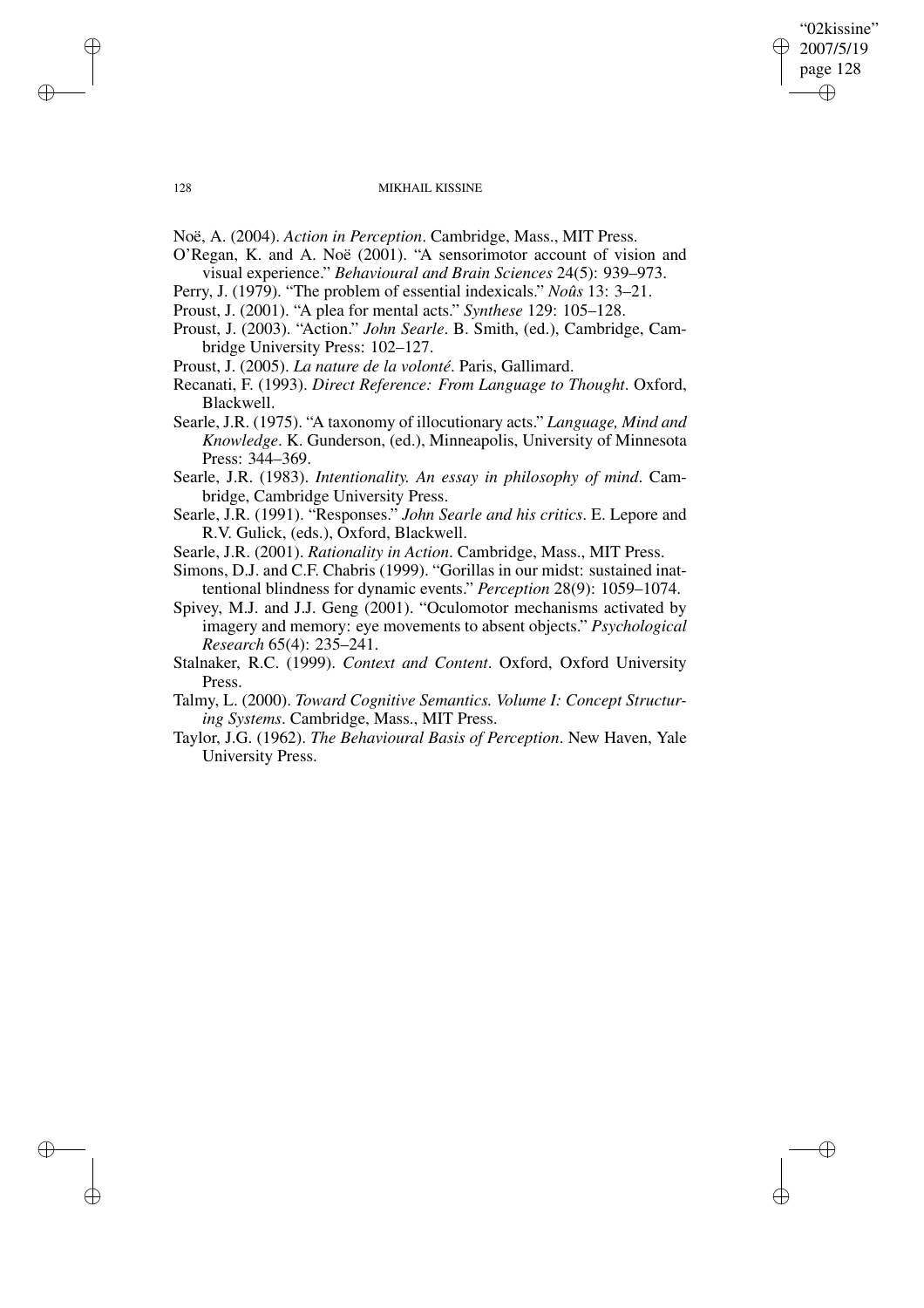Noë, A. (2004). *Action in Perception*. Cambridge, Mass., MIT Press.

O'Regan, K. and A. Noë (2001). "A sensorimotor account of vision and visual experience." *Behavioural and Brain Sciences* 24(5): 939–973.

Perry, J. (1979). "The problem of essential indexicals." *Noûs* 13: 3–21.

Proust, J. (2001). "A plea for mental acts." *Synthese* 129: 105–128.

Proust, J. (2003). "Action." *John Searle*. B. Smith, (ed.), Cambridge, Cambridge University Press: 102–127.

Proust, J. (2005). *La nature de la volonté*. Paris, Gallimard.

Recanati, F. (1993). *Direct Reference: From Language to Thought*. Oxford, Blackwell.

Searle, J.R. (1975). "A taxonomy of illocutionary acts." *Language, Mind and Knowledge*. K. Gunderson, (ed.), Minneapolis, University of Minnesota Press: 344–369.

Searle, J.R. (1983). *Intentionality. An essay in philosophy of mind*. Cambridge, Cambridge University Press.

Searle, J.R. (1991). "Responses." *John Searle and his critics*. E. Lepore and R.V. Gulick, (eds.), Oxford, Blackwell.

Searle, J.R. (2001). *Rationality in Action*. Cambridge, Mass., MIT Press.

Simons, D.J. and C.F. Chabris (1999). "Gorillas in our midst: sustained inattentional blindness for dynamic events." *Perception* 28(9): 1059–1074.

Spivey, M.J. and J.J. Geng (2001). "Oculomotor mechanisms activated by imagery and memory: eye movements to absent objects." *Psychological Research* 65(4): 235–241.

Stalnaker, R.C. (1999). *Context and Content*. Oxford, Oxford University Press.

Talmy, L. (2000). *Toward Cognitive Semantics. Volume I: Concept Structuring Systems*. Cambridge, Mass., MIT Press.

Taylor, J.G. (1962). *The Behavioural Basis of Perception*. New Haven, Yale University Press.